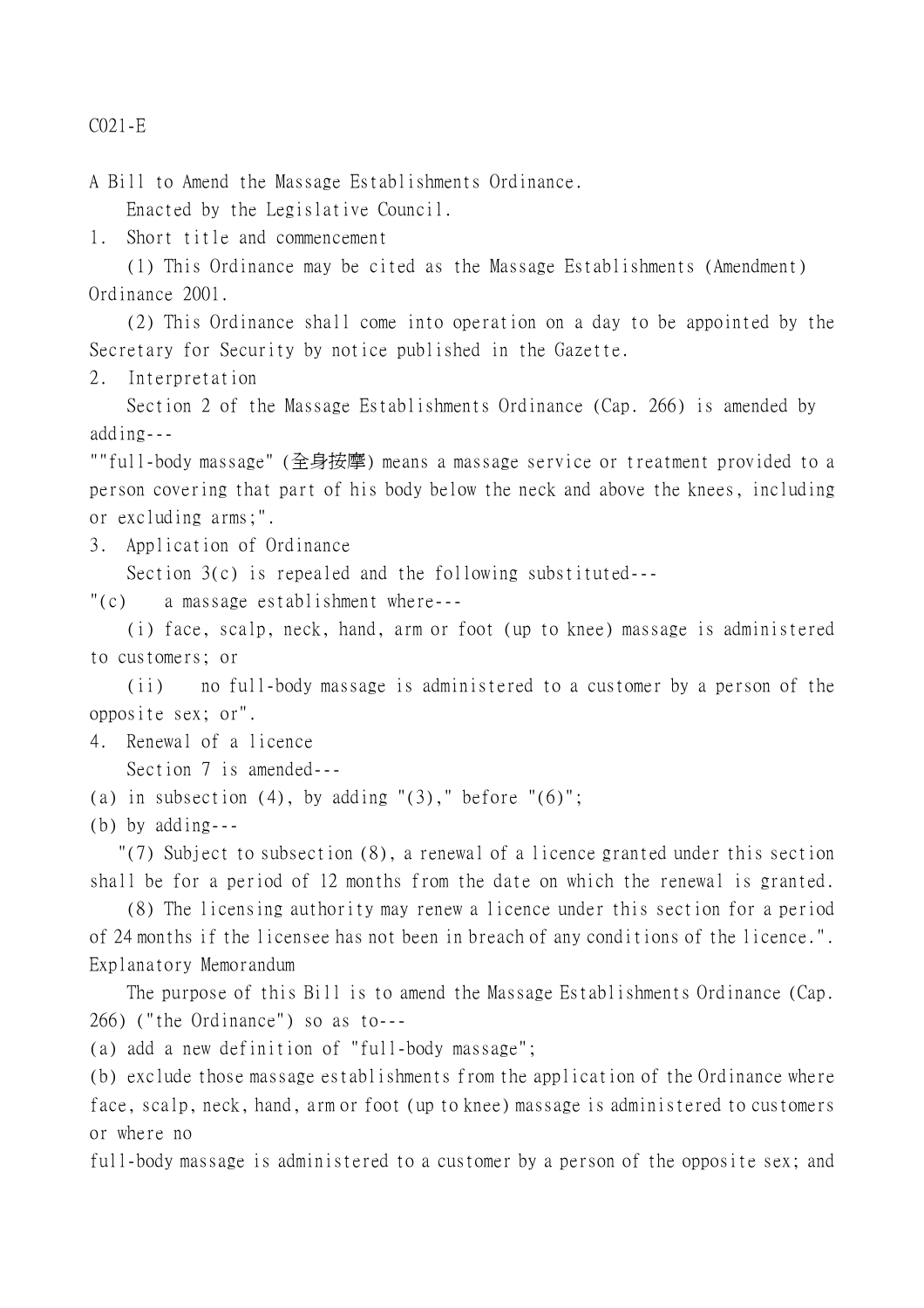C021-E

A Bill to Amend the Massage Establishments Ordinance.

Enacted by the Legislative Council.

1. Short title and commencement

(1) This Ordinance may be cited as the Massage Establishments (Amendment) Ordinance 2001.

(2) This Ordinance shall come into operation on a day to be appointed by the Secretary for Security by notice published in the Gazette.

2. Interpretation

Section 2 of the Massage Establishments Ordinance (Cap. 266) is amended by adding---

""full-body massage" (全身按摩) means a massage service or treatment provided to a person covering that part of his body below the neck and above the knees, including or excluding arms;".

3. Application of Ordinance

Section 3(c) is repealed and the following substituted---

"(c) a massage establishment where---

(i) face, scalp, neck, hand, arm or foot (up to knee) massage is administered to customers; or

(ii) no full-body massage is administered to a customer by a person of the opposite sex; or".

4. Renewal of a licence

Section 7 is amended---

(a) in subsection (4), by adding "(3)," before "(6)";

(b) by adding---

"(7) Subject to subsection (8), a renewal of a licence granted under this section shall be for a period of 12 months from the date on which the renewal is granted.

(8) The licensing authority may renew a licence under this section for a period of 24 months if the licensee has not been in breach of any conditions of the licence.".

Explanatory Memorandum

The purpose of this Bill is to amend the Massage Establishments Ordinance (Cap. 266) ("the Ordinance") so as to---

(a) add a new definition of "full-body massage";

(b) exclude those massage establishments from the application of the Ordinance where face, scalp, neck, hand, arm or foot (up to knee) massage is administered to customers or where no full-body massage is administered to a customer by a person of the opposite sex; and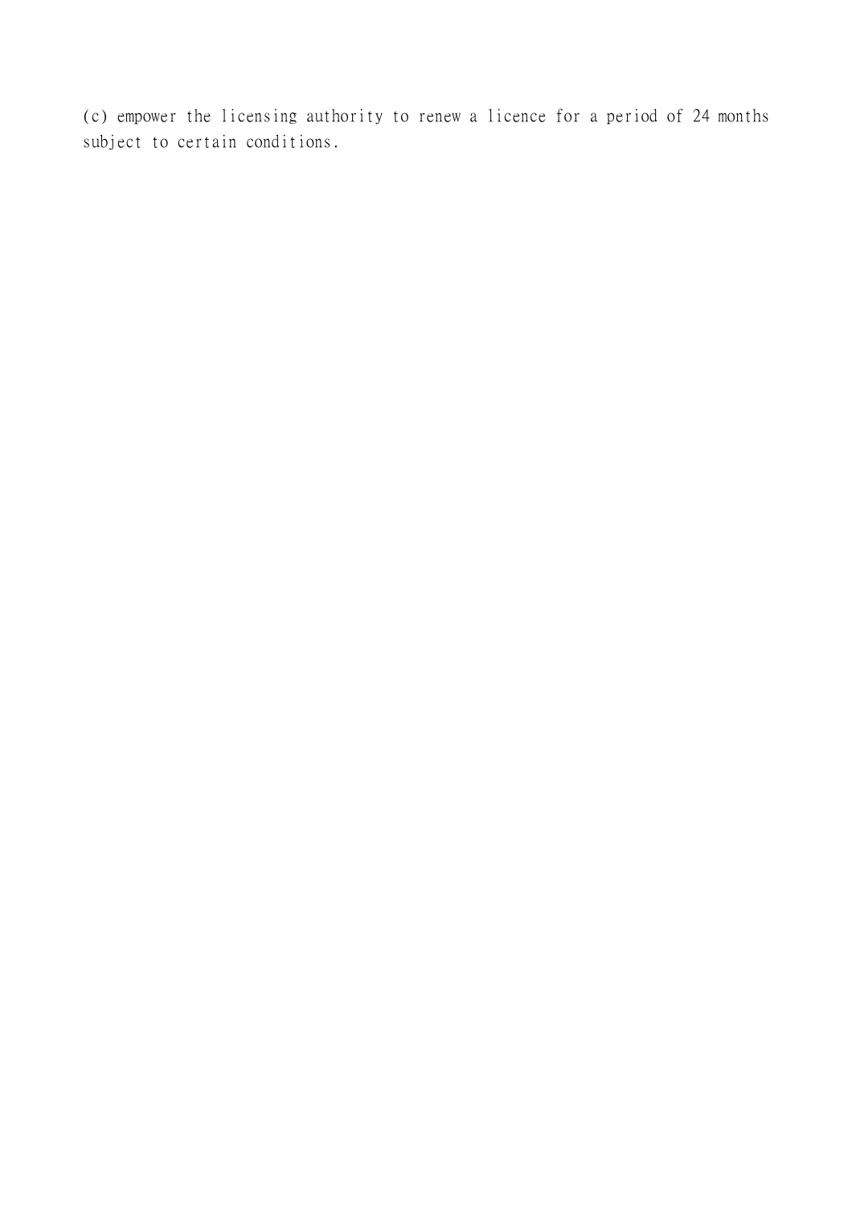(c) empower the licensing authority to renew a licence for a period of 24 months subject to certain conditions.